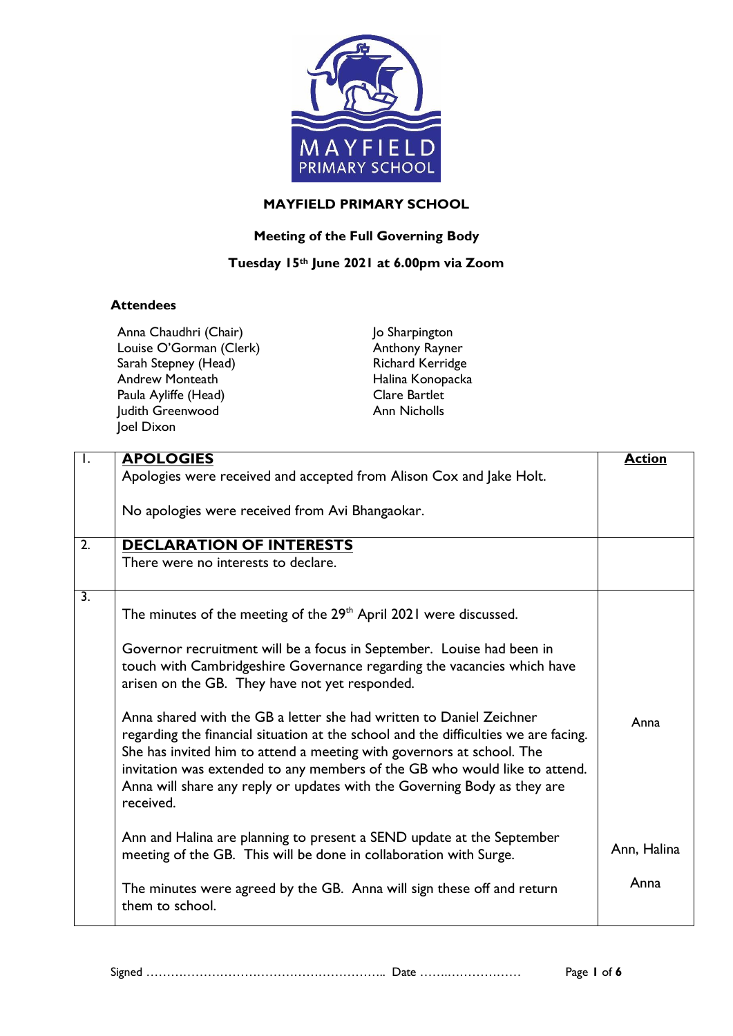# MAYFIELD PRIMARY SCHOOL

## Meeting of the Full Governing Body

### Tuesday 15th June 2021 at 6.00pm via Zoom

**Attendees**

Anna Chaudhri (Chair)
Louise O'Gorman (Clerk)
Sarah Stepney (Head)
Andrew Monteath
Paula Ayliffe (Head)
Judith Greenwood
Joel Dixon
Jo Sharpington
Anthony Rayner
Richard Kerridge
Halina Konopacka
Clare Bartlet
Ann Nicholls

| | | **Action** |
|---|---|---|
| 1. | **APOLOGIES**<br>Apologies were received and accepted from Alison Cox and Jake Holt.<br><br>No apologies were received from Avi Bhangaokar. | |
| 2. | **DECLARATION OF INTERESTS**<br>There were no interests to declare. | |
| 3. | The minutes of the meeting of the 29th April 2021 were discussed.<br><br>Governor recruitment will be a focus in September. Louise had been in touch with Cambridgeshire Governance regarding the vacancies which have arisen on the GB. They have not yet responded.<br><br>Anna shared with the GB a letter she had written to Daniel Zeichner regarding the financial situation at the school and the difficulties we are facing. She has invited him to attend a meeting with governors at school. The invitation was extended to any members of the GB who would like to attend. Anna will share any reply or updates with the Governing Body as they are received.<br><br>Ann and Halina are planning to present a SEND update at the September meeting of the GB. This will be done in collaboration with Surge.<br><br>The minutes were agreed by the GB. Anna will sign these off and return them to school. | Anna<br><br>Ann, Halina<br><br>Anna |

Signed ………………………………………………….. Date ……..………………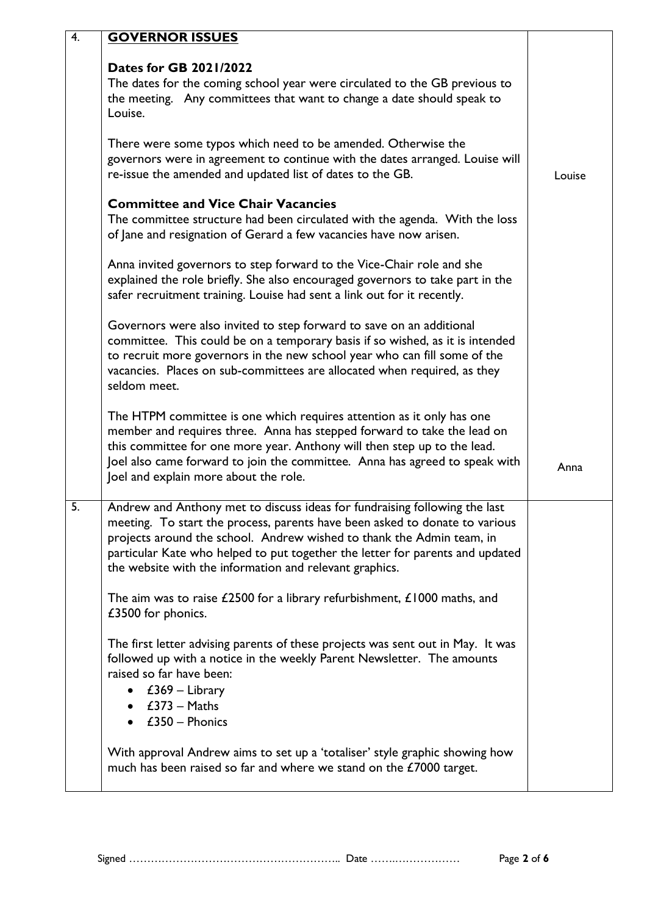| | | |
|---|---|---|
| 4. | **GOVERNOR ISSUES**<br><br>**Dates for GB 2021/2022**<br>The dates for the coming school year were circulated to the GB previous to the meeting. Any committees that want to change a date should speak to Louise.<br><br>There were some typos which need to be amended. Otherwise the governors were in agreement to continue with the dates arranged. Louise will re-issue the amended and updated list of dates to the GB.<br><br>**Committee and Vice Chair Vacancies**<br>The committee structure had been circulated with the agenda. With the loss of Jane and resignation of Gerard a few vacancies have now arisen.<br><br>Anna invited governors to step forward to the Vice-Chair role and she explained the role briefly. She also encouraged governors to take part in the safer recruitment training. Louise had sent a link out for it recently.<br><br>Governors were also invited to step forward to save on an additional committee. This could be on a temporary basis if so wished, as it is intended to recruit more governors in the new school year who can fill some of the vacancies. Places on sub-committees are allocated when required, as they seldom meet.<br><br>The HTPM committee is one which requires attention as it only has one member and requires three. Anna has stepped forward to take the lead on this committee for one more year. Anthony will then step up to the lead. Joel also came forward to join the committee. Anna has agreed to speak with Joel and explain more about the role. | Louise<br><br><br><br><br><br><br>Anna |
| 5. | Andrew and Anthony met to discuss ideas for fundraising following the last meeting. To start the process, parents have been asked to donate to various projects around the school. Andrew wished to thank the Admin team, in particular Kate who helped to put together the letter for parents and updated the website with the information and relevant graphics.<br><br>The aim was to raise £2500 for a library refurbishment, £1000 maths, and £3500 for phonics.<br><br>The first letter advising parents of these projects was sent out in May. It was followed up with a notice in the weekly Parent Newsletter. The amounts raised so far have been:<br>• £369 – Library<br>• £373 – Maths<br>• £350 – Phonics<br><br>With approval Andrew aims to set up a 'totaliser' style graphic showing how much has been raised so far and where we stand on the £7000 target. | |

Signed ………………………………………………….. Date ………………….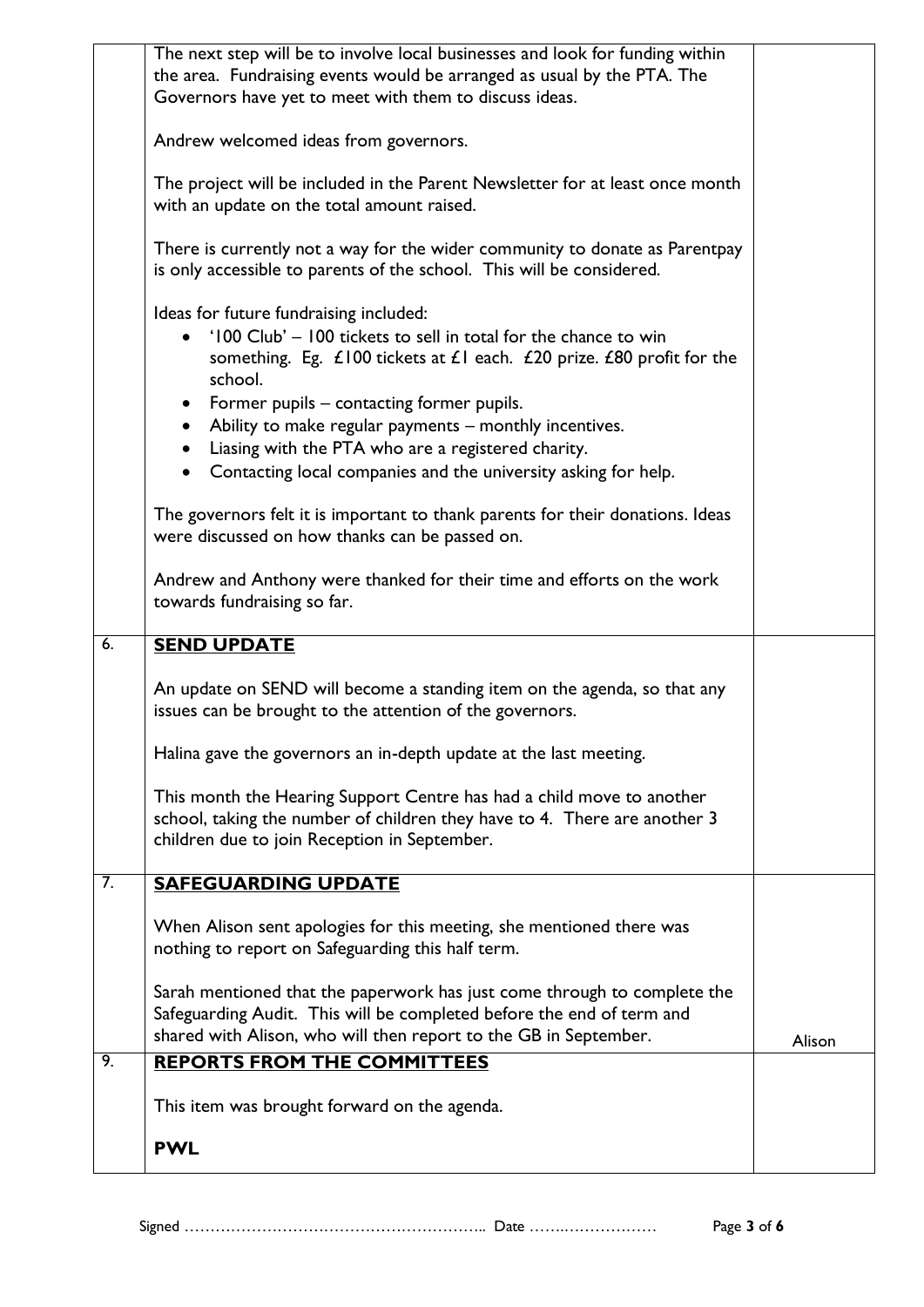| | | |
|---|---|---|
| | The next step will be to involve local businesses and look for funding within the area. Fundraising events would be arranged as usual by the PTA. The Governors have yet to meet with them to discuss ideas.<br><br>Andrew welcomed ideas from governors.<br><br>The project will be included in the Parent Newsletter for at least once month with an update on the total amount raised.<br><br>There is currently not a way for the wider community to donate as Parentpay is only accessible to parents of the school. This will be considered.<br><br>Ideas for future fundraising included:<br>• '100 Club' – 100 tickets to sell in total for the chance to win something. Eg. £100 tickets at £1 each. £20 prize. £80 profit for the school.<br>• Former pupils – contacting former pupils.<br>• Ability to make regular payments – monthly incentives.<br>• Liasing with the PTA who are a registered charity.<br>• Contacting local companies and the university asking for help.<br><br>The governors felt it is important to thank parents for their donations. Ideas were discussed on how thanks can be passed on.<br><br>Andrew and Anthony were thanked for their time and efforts on the work towards fundraising so far. | |
| 6. | **SEND UPDATE**<br><br>An update on SEND will become a standing item on the agenda, so that any issues can be brought to the attention of the governors.<br><br>Halina gave the governors an in-depth update at the last meeting.<br><br>This month the Hearing Support Centre has had a child move to another school, taking the number of children they have to 4. There are another 3 children due to join Reception in September. | |
| 7. | **SAFEGUARDING UPDATE**<br><br>When Alison sent apologies for this meeting, she mentioned there was nothing to report on Safeguarding this half term.<br><br>Sarah mentioned that the paperwork has just come through to complete the Safeguarding Audit. This will be completed before the end of term and shared with Alison, who will then report to the GB in September. | Alison |
| 9. | **REPORTS FROM THE COMMITTEES**<br><br>This item was brought forward on the agenda.<br><br>**PWL** | |

Signed ………………………………………………….. Date ……..………………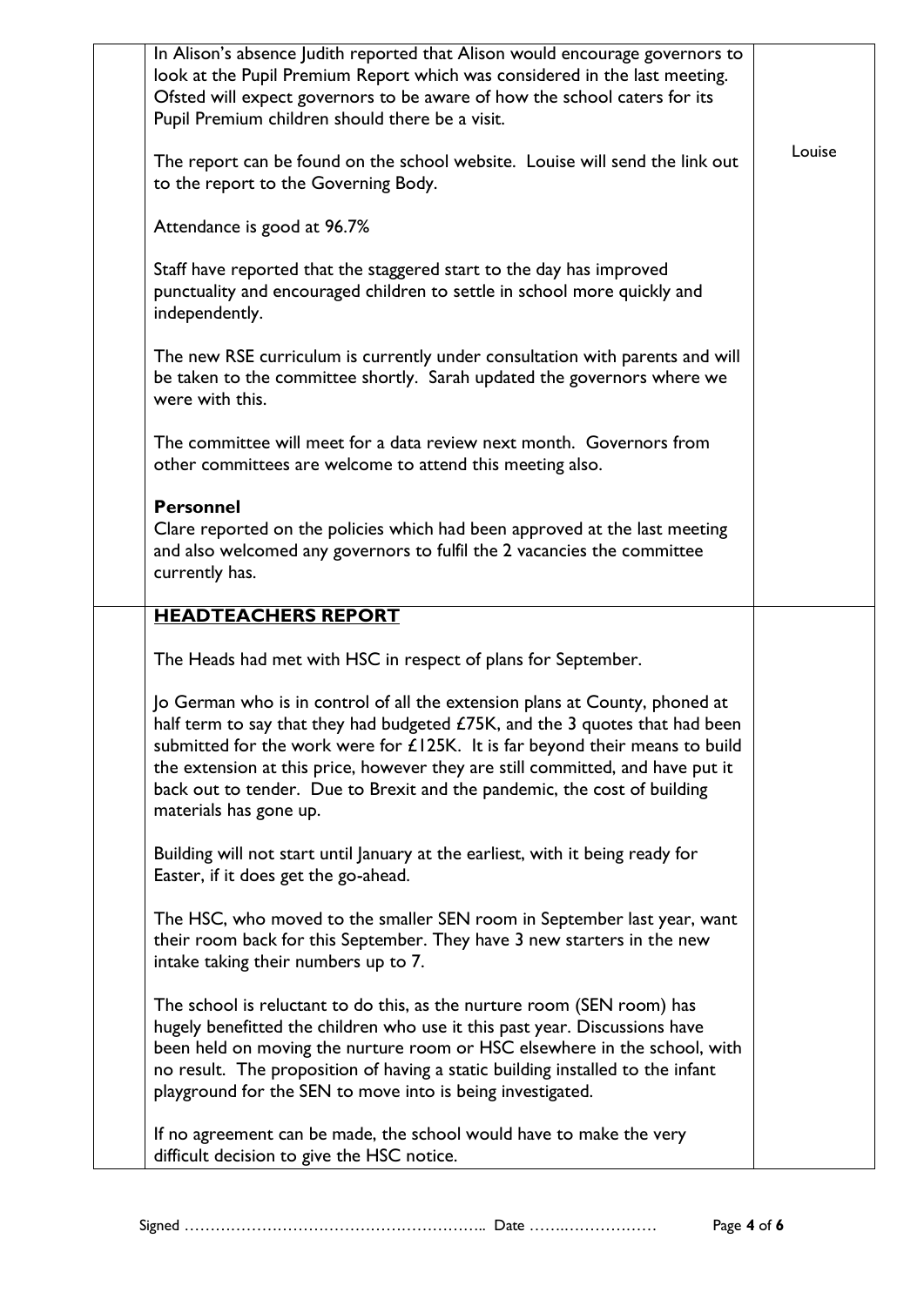| | | |
|---|---|---|
| | In Alison's absence Judith reported that Alison would encourage governors to look at the Pupil Premium Report which was considered in the last meeting. Ofsted will expect governors to be aware of how the school caters for its Pupil Premium children should there be a visit.<br><br>The report can be found on the school website. Louise will send the link out to the report to the Governing Body.<br><br>Attendance is good at 96.7%<br><br>Staff have reported that the staggered start to the day has improved punctuality and encouraged children to settle in school more quickly and independently.<br><br>The new RSE curriculum is currently under consultation with parents and will be taken to the committee shortly. Sarah updated the governors where we were with this.<br><br>The committee will meet for a data review next month. Governors from other committees are welcome to attend this meeting also.<br><br>**Personnel**<br>Clare reported on the policies which had been approved at the last meeting and also welcomed any governors to fulfil the 2 vacancies the committee currently has. | Louise |
| | **HEADTEACHERS REPORT**<br><br>The Heads had met with HSC in respect of plans for September.<br><br>Jo German who is in control of all the extension plans at County, phoned at half term to say that they had budgeted £75K, and the 3 quotes that had been submitted for the work were for £125K. It is far beyond their means to build the extension at this price, however they are still committed, and have put it back out to tender. Due to Brexit and the pandemic, the cost of building materials has gone up.<br><br>Building will not start until January at the earliest, with it being ready for Easter, if it does get the go-ahead.<br><br>The HSC, who moved to the smaller SEN room in September last year, want their room back for this September. They have 3 new starters in the new intake taking their numbers up to 7.<br><br>The school is reluctant to do this, as the nurture room (SEN room) has hugely benefitted the children who use it this past year. Discussions have been held on moving the nurture room or HSC elsewhere in the school, with no result. The proposition of having a static building installed to the infant playground for the SEN to move into is being investigated.<br><br>If no agreement can be made, the school would have to make the very difficult decision to give the HSC notice. | |

Signed …………………………………………………….. Date ……..………………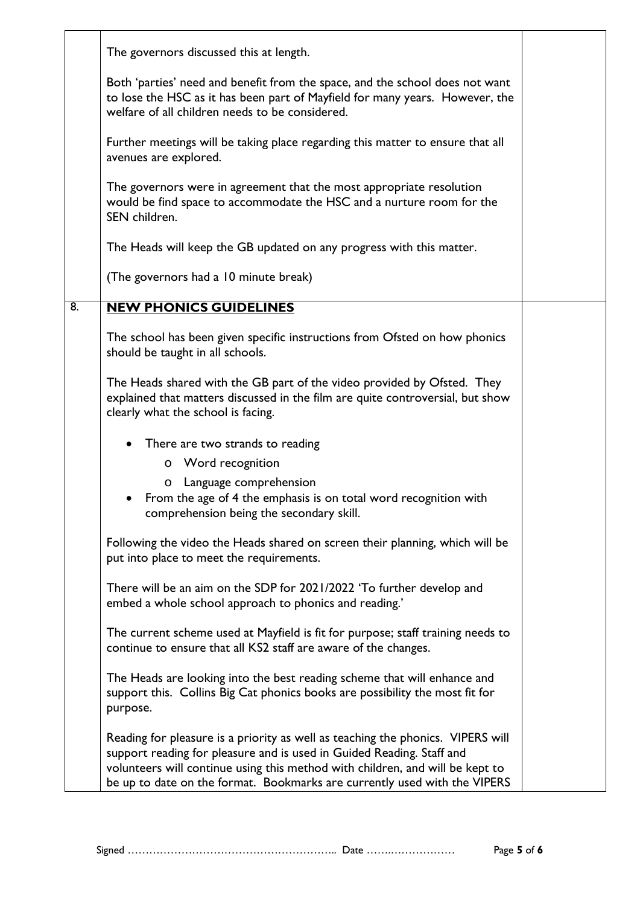The governors discussed this at length.

Both 'parties' need and benefit from the space, and the school does not want to lose the HSC as it has been part of Mayfield for many years. However, the welfare of all children needs to be considered.

Further meetings will be taking place regarding this matter to ensure that all avenues are explored.

The governors were in agreement that the most appropriate resolution would be find space to accommodate the HSC and a nurture room for the SEN children.

The Heads will keep the GB updated on any progress with this matter.

(The governors had a 10 minute break)

## 8. **NEW PHONICS GUIDELINES**

The school has been given specific instructions from Ofsted on how phonics should be taught in all schools.

The Heads shared with the GB part of the video provided by Ofsted. They explained that matters discussed in the film are quite controversial, but show clearly what the school is facing.

- There are two strands to reading
  - Word recognition
  - Language comprehension
- From the age of 4 the emphasis is on total word recognition with comprehension being the secondary skill.

Following the video the Heads shared on screen their planning, which will be put into place to meet the requirements.

There will be an aim on the SDP for 2021/2022 'To further develop and embed a whole school approach to phonics and reading.'

The current scheme used at Mayfield is fit for purpose; staff training needs to continue to ensure that all KS2 staff are aware of the changes.

The Heads are looking into the best reading scheme that will enhance and support this. Collins Big Cat phonics books are possibility the most fit for purpose.

Reading for pleasure is a priority as well as teaching the phonics. VIPERS will support reading for pleasure and is used in Guided Reading. Staff and volunteers will continue using this method with children, and will be kept to be up to date on the format. Bookmarks are currently used with the VIPERS

Signed ………………………………………………….. Date ……..………………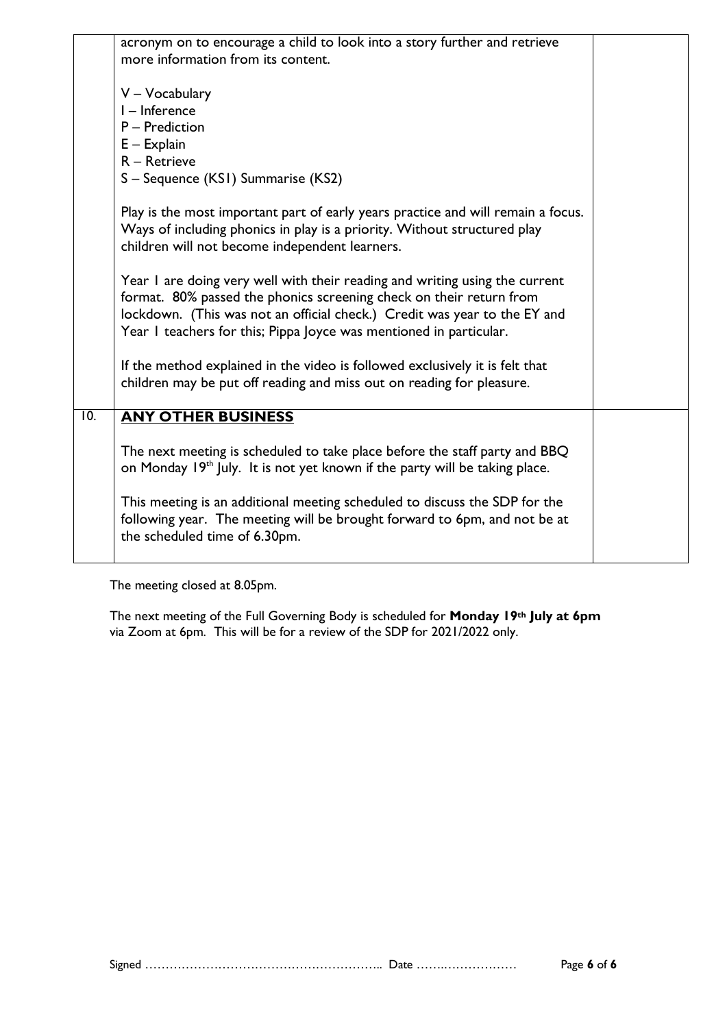| | | |
|---|---|---|
| | acronym on to encourage a child to look into a story further and retrieve more information from its content.<br><br>V – Vocabulary<br>I – Inference<br>P – Prediction<br>E – Explain<br>R – Retrieve<br>S – Sequence (KS1) Summarise (KS2)<br><br>Play is the most important part of early years practice and will remain a focus. Ways of including phonics in play is a priority. Without structured play children will not become independent learners.<br><br>Year 1 are doing very well with their reading and writing using the current format. 80% passed the phonics screening check on their return from lockdown. (This was not an official check.) Credit was year to the EY and Year 1 teachers for this; Pippa Joyce was mentioned in particular.<br><br>If the method explained in the video is followed exclusively it is felt that children may be put off reading and miss out on reading for pleasure. | |
| 10. | **ANY OTHER BUSINESS**<br><br>The next meeting is scheduled to take place before the staff party and BBQ on Monday 19th July. It is not yet known if the party will be taking place.<br><br>This meeting is an additional meeting scheduled to discuss the SDP for the following year. The meeting will be brought forward to 6pm, and not be at the scheduled time of 6.30pm. | |

The meeting closed at 8.05pm.

The next meeting of the Full Governing Body is scheduled for **Monday 19th July at 6pm** via Zoom at 6pm. This will be for a review of the SDP for 2021/2022 only.

Signed ………………………………………………….. Date ……..………………